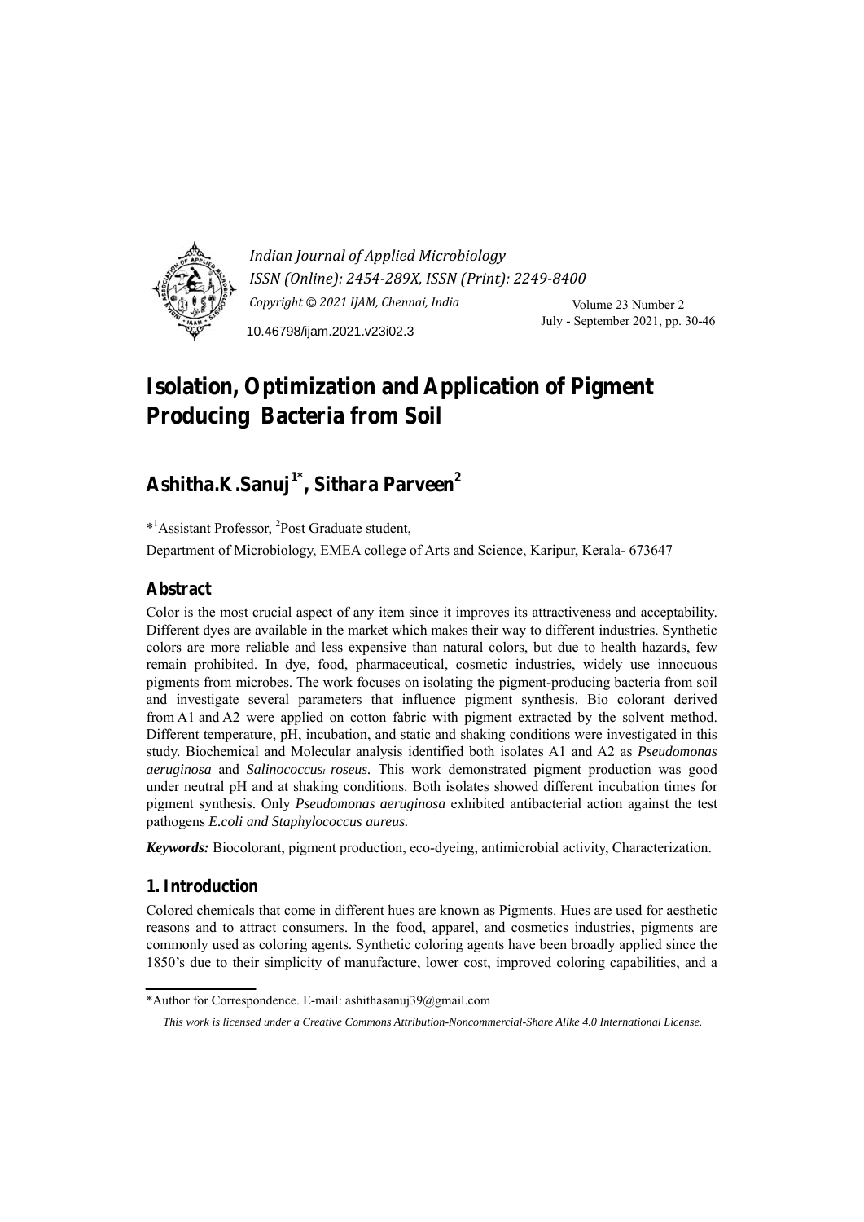*Indian Journal of Applied Microbiology*
*ISSN (Online): 2454-289X, ISSN (Print): 2249-8400*
*Copyright © 2021 IJAM, Chennai, India*

10.46798/ijam.2021.v23i02.3

Volume 23 Number 2
July - September 2021, pp. 30-46

# Isolation, Optimization and Application of Pigment Producing Bacteria from Soil

## Ashitha.K.Sanuj[1*], Sithara Parveen[2]

*[1]Assistant Professor, [2]Post Graduate student,

Department of Microbiology, EMEA college of Arts and Science, Karipur, Kerala- 673647

## Abstract

Color is the most crucial aspect of any item since it improves its attractiveness and acceptability. Different dyes are available in the market which makes their way to different industries. Synthetic colors are more reliable and less expensive than natural colors, but due to health hazards, few remain prohibited. In dye, food, pharmaceutical, cosmetic industries, widely use innocuous pigments from microbes. The work focuses on isolating the pigment-producing bacteria from soil and investigate several parameters that influence pigment synthesis. Bio colorant derived from A1 and A2 were applied on cotton fabric with pigment extracted by the solvent method. Different temperature, pH, incubation, and static and shaking conditions were investigated in this study. Biochemical and Molecular analysis identified both isolates A1 and A2 as *Pseudomonas aeruginosa* and *Salinococcus roseus.* This work demonstrated pigment production was good under neutral pH and at shaking conditions. Both isolates showed different incubation times for pigment synthesis. Only *Pseudomonas aeruginosa* exhibited antibacterial action against the test pathogens *E.coli and Staphylococcus aureus.*

***Keywords:*** Biocolorant, pigment production, eco-dyeing, antimicrobial activity, Characterization.

## 1. Introduction

Colored chemicals that come in different hues are known as Pigments. Hues are used for aesthetic reasons and to attract consumers. In the food, apparel, and cosmetics industries, pigments are commonly used as coloring agents. Synthetic coloring agents have been broadly applied since the 1850's due to their simplicity of manufacture, lower cost, improved coloring capabilities, and a

*Author for Correspondence. E-mail: ashithasanuj39@gmail.com

*This work is licensed under a Creative Commons Attribution-Noncommercial-Share Alike 4.0 International License.*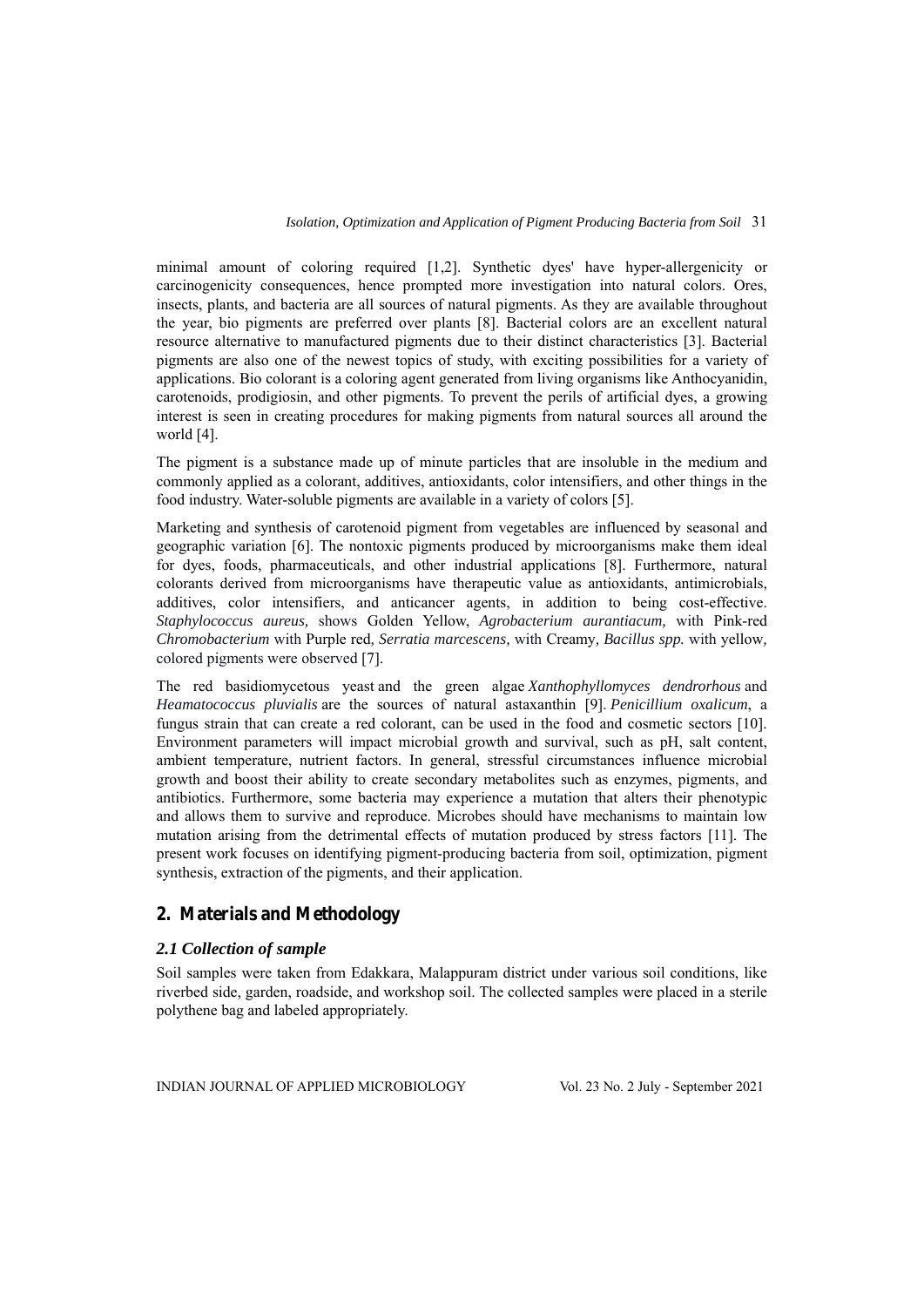minimal amount of coloring required [1,2]. Synthetic dyes' have hyper-allergenicity or carcinogenicity consequences, hence prompted more investigation into natural colors. Ores, insects, plants, and bacteria are all sources of natural pigments. As they are available throughout the year, bio pigments are preferred over plants [8]. Bacterial colors are an excellent natural resource alternative to manufactured pigments due to their distinct characteristics [3]. Bacterial pigments are also one of the newest topics of study, with exciting possibilities for a variety of applications. Bio colorant is a coloring agent generated from living organisms like Anthocyanidin, carotenoids, prodigiosin, and other pigments. To prevent the perils of artificial dyes, a growing interest is seen in creating procedures for making pigments from natural sources all around the world [4].

The pigment is a substance made up of minute particles that are insoluble in the medium and commonly applied as a colorant, additives, antioxidants, color intensifiers, and other things in the food industry. Water-soluble pigments are available in a variety of colors [5].

Marketing and synthesis of carotenoid pigment from vegetables are influenced by seasonal and geographic variation [6]. The nontoxic pigments produced by microorganisms make them ideal for dyes, foods, pharmaceuticals, and other industrial applications [8]. Furthermore, natural colorants derived from microorganisms have therapeutic value as antioxidants, antimicrobials, additives, color intensifiers, and anticancer agents, in addition to being cost-effective. *Staphylococcus aureus,* shows Golden Yellow, *Agrobacterium aurantiacum,* with Pink-red *Chromobacterium* with Purple red*, Serratia marcescens,* with Creamy*, Bacillus spp.* with yellow*,* colored pigments were observed [7].

The red basidiomycetous yeast and the green algae *Xanthophyllomyces dendrorhous* and *Heamatococcus pluvialis* are the sources of natural astaxanthin [9]. *Penicillium oxalicum*, a fungus strain that can create a red colorant, can be used in the food and cosmetic sectors [10]. Environment parameters will impact microbial growth and survival, such as pH, salt content, ambient temperature, nutrient factors. In general, stressful circumstances influence microbial growth and boost their ability to create secondary metabolites such as enzymes, pigments, and antibiotics. Furthermore, some bacteria may experience a mutation that alters their phenotypic and allows them to survive and reproduce. Microbes should have mechanisms to maintain low mutation arising from the detrimental effects of mutation produced by stress factors [11]. The present work focuses on identifying pigment-producing bacteria from soil, optimization, pigment synthesis, extraction of the pigments, and their application.

## 2. Materials and Methodology

### *2.1 Collection of sample*

Soil samples were taken from Edakkara, Malappuram district under various soil conditions, like riverbed side, garden, roadside, and workshop soil. The collected samples were placed in a sterile polythene bag and labeled appropriately.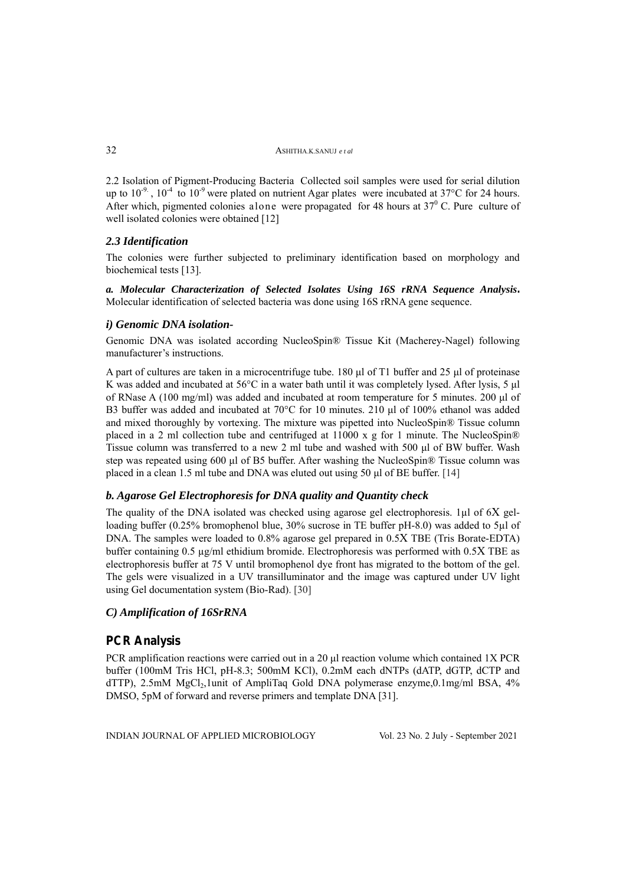2.2 Isolation of Pigment-Producing Bacteria Collected soil samples were used for serial dilution up to $10^{-9}$, $10^{-4}$ to $10^{-9}$ were plated on nutrient Agar plates were incubated at 37°C for 24 hours. After which, pigmented colonies alone were propagated for 48 hours at $37^0$ C. Pure culture of well isolated colonies were obtained [12]

### *2.3 Identification*

The colonies were further subjected to preliminary identification based on morphology and biochemical tests [13].

***a. Molecular Characterization of Selected Isolates Using 16S rRNA Sequence Analysis.*** Molecular identification of selected bacteria was done using 16S rRNA gene sequence.

### *i) Genomic DNA isolation-*

Genomic DNA was isolated according NucleoSpin® Tissue Kit (Macherey-Nagel) following manufacturer's instructions.

A part of cultures are taken in a microcentrifuge tube. 180 µl of T1 buffer and 25 µl of proteinase K was added and incubated at 56°C in a water bath until it was completely lysed. After lysis, 5 µl of RNase A (100 mg/ml) was added and incubated at room temperature for 5 minutes. 200 µl of B3 buffer was added and incubated at 70°C for 10 minutes. 210 µl of 100% ethanol was added and mixed thoroughly by vortexing. The mixture was pipetted into NucleoSpin® Tissue column placed in a 2 ml collection tube and centrifuged at 11000 x g for 1 minute. The NucleoSpin® Tissue column was transferred to a new 2 ml tube and washed with 500 µl of BW buffer. Wash step was repeated using 600 µl of B5 buffer. After washing the NucleoSpin® Tissue column was placed in a clean 1.5 ml tube and DNA was eluted out using 50 µl of BE buffer. [14]

### *b. Agarose Gel Electrophoresis for DNA quality and Quantity check*

The quality of the DNA isolated was checked using agarose gel electrophoresis. 1µl of 6X gel-loading buffer (0.25% bromophenol blue, 30% sucrose in TE buffer pH-8.0) was added to 5µl of DNA. The samples were loaded to 0.8% agarose gel prepared in 0.5X TBE (Tris Borate-EDTA) buffer containing 0.5 µg/ml ethidium bromide. Electrophoresis was performed with 0.5X TBE as electrophoresis buffer at 75 V until bromophenol dye front has migrated to the bottom of the gel. The gels were visualized in a UV transilluminator and the image was captured under UV light using Gel documentation system (Bio-Rad). [30]

### *C) Amplification of 16SrRNA*

## PCR Analysis

PCR amplification reactions were carried out in a 20 µl reaction volume which contained 1X PCR buffer (100mM Tris HCl, pH-8.3; 500mM KCl), 0.2mM each dNTPs (dATP, dGTP, dCTP and dTTP), 2.5mM $MgCl_2$,1unit of AmpliTaq Gold DNA polymerase enzyme,0.1mg/ml BSA, 4% DMSO, 5pM of forward and reverse primers and template DNA [31].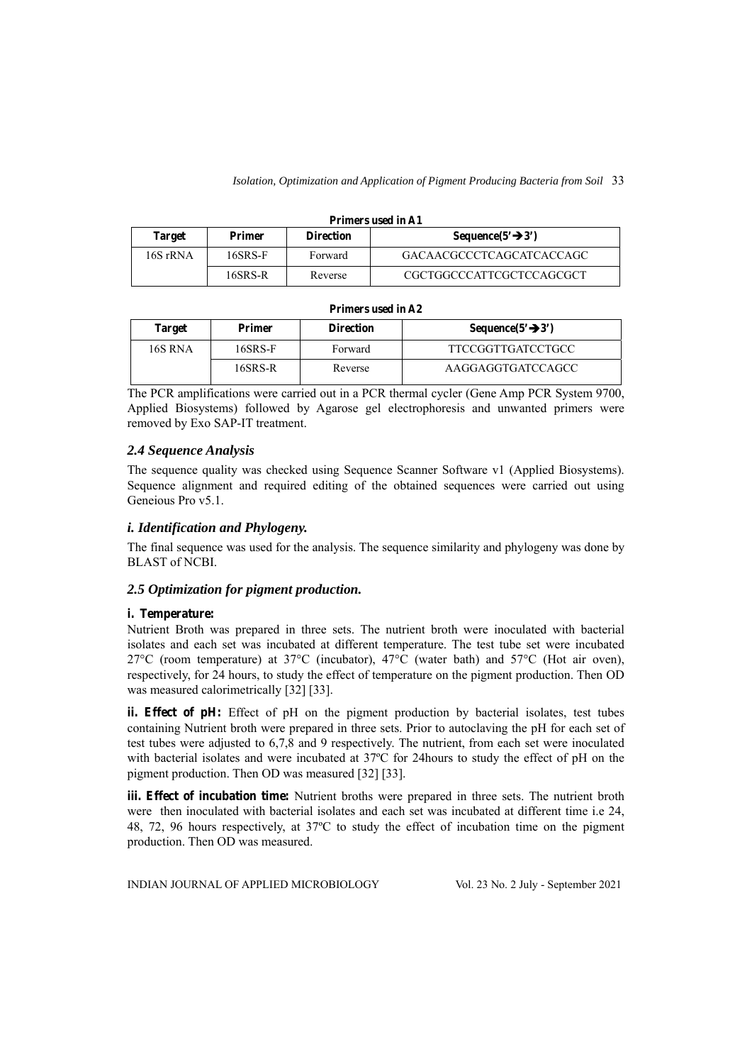**Primers used in A1**

| Target | Primer | Direction | Sequence(5'→3') |
|---|---|---|---|
| 16S rRNA | 16SRS-F | Forward | GACAACGCCCTCAGCATCACCAGC |
| | 16SRS-R | Reverse | CGCTGGCCCATTCGCTCCAGCGCT |

**Primers used in A2**

| Target | Primer | Direction | Sequence(5'→3') |
|---|---|---|---|
| 16S RNA | 16SRS-F | Forward | TTCCGGTTGATCCTGCC |
| | 16SRS-R | Reverse | AAGGAGGTGATCCAGCC |

The PCR amplifications were carried out in a PCR thermal cycler (Gene Amp PCR System 9700, Applied Biosystems) followed by Agarose gel electrophoresis and unwanted primers were removed by Exo SAP-IT treatment.

### *2.4 Sequence Analysis*

The sequence quality was checked using Sequence Scanner Software v1 (Applied Biosystems). Sequence alignment and required editing of the obtained sequences were carried out using Geneious Pro v5.1.

### *i. Identification and Phylogeny.*

The final sequence was used for the analysis. The sequence similarity and phylogeny was done by BLAST of NCBI.

### *2.5 Optimization for pigment production.*

**i. Temperature:**

Nutrient Broth was prepared in three sets. The nutrient broth were inoculated with bacterial isolates and each set was incubated at different temperature. The test tube set were incubated 27°C (room temperature) at 37°C (incubator), 47°C (water bath) and 57°C (Hot air oven), respectively, for 24 hours, to study the effect of temperature on the pigment production. Then OD was measured calorimetrically [32] [33].

**ii. Effect of pH:** Effect of pH on the pigment production by bacterial isolates, test tubes containing Nutrient broth were prepared in three sets. Prior to autoclaving the pH for each set of test tubes were adjusted to 6,7,8 and 9 respectively. The nutrient, from each set were inoculated with bacterial isolates and were incubated at 37ºC for 24hours to study the effect of pH on the pigment production. Then OD was measured [32] [33].

**iii. Effect of incubation time:** Nutrient broths were prepared in three sets. The nutrient broth were then inoculated with bacterial isolates and each set was incubated at different time i.e 24, 48, 72, 96 hours respectively, at 37ºC to study the effect of incubation time on the pigment production. Then OD was measured.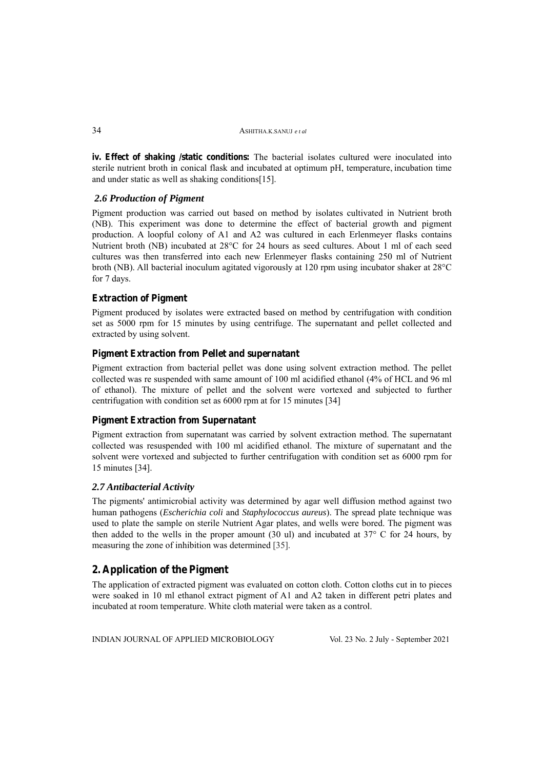**iv. Effect of shaking /static conditions:** The bacterial isolates cultured were inoculated into sterile nutrient broth in conical flask and incubated at optimum pH, temperature, incubation time and under static as well as shaking conditions[15].

### *2.6 Production of Pigment*

Pigment production was carried out based on method by isolates cultivated in Nutrient broth (NB). This experiment was done to determine the effect of bacterial growth and pigment production. A loopful colony of A1 and A2 was cultured in each Erlenmeyer flasks contains Nutrient broth (NB) incubated at 28°C for 24 hours as seed cultures. About 1 ml of each seed cultures was then transferred into each new Erlenmeyer flasks containing 250 ml of Nutrient broth (NB). All bacterial inoculum agitated vigorously at 120 rpm using incubator shaker at 28°C for 7 days.

### Extraction of Pigment

Pigment produced by isolates were extracted based on method by centrifugation with condition set as 5000 rpm for 15 minutes by using centrifuge. The supernatant and pellet collected and extracted by using solvent.

### Pigment Extraction from Pellet and supernatant

Pigment extraction from bacterial pellet was done using solvent extraction method. The pellet collected was re suspended with same amount of 100 ml acidified ethanol (4% of HCL and 96 ml of ethanol). The mixture of pellet and the solvent were vortexed and subjected to further centrifugation with condition set as 6000 rpm at for 15 minutes [34]

### Pigment Extraction from Supernatant

Pigment extraction from supernatant was carried by solvent extraction method. The supernatant collected was resuspended with 100 ml acidified ethanol. The mixture of supernatant and the solvent were vortexed and subjected to further centrifugation with condition set as 6000 rpm for 15 minutes [34].

### *2.7 Antibacterial Activity*

The pigments' antimicrobial activity was determined by agar well diffusion method against two human pathogens (*Escherichia coli* and *Staphylococcus aureus*). The spread plate technique was used to plate the sample on sterile Nutrient Agar plates, and wells were bored. The pigment was then added to the wells in the proper amount (30 ul) and incubated at 37° C for 24 hours, by measuring the zone of inhibition was determined [35].

## 2. Application of the Pigment

The application of extracted pigment was evaluated on cotton cloth. Cotton cloths cut in to pieces were soaked in 10 ml ethanol extract pigment of A1 and A2 taken in different petri plates and incubated at room temperature. White cloth material were taken as a control.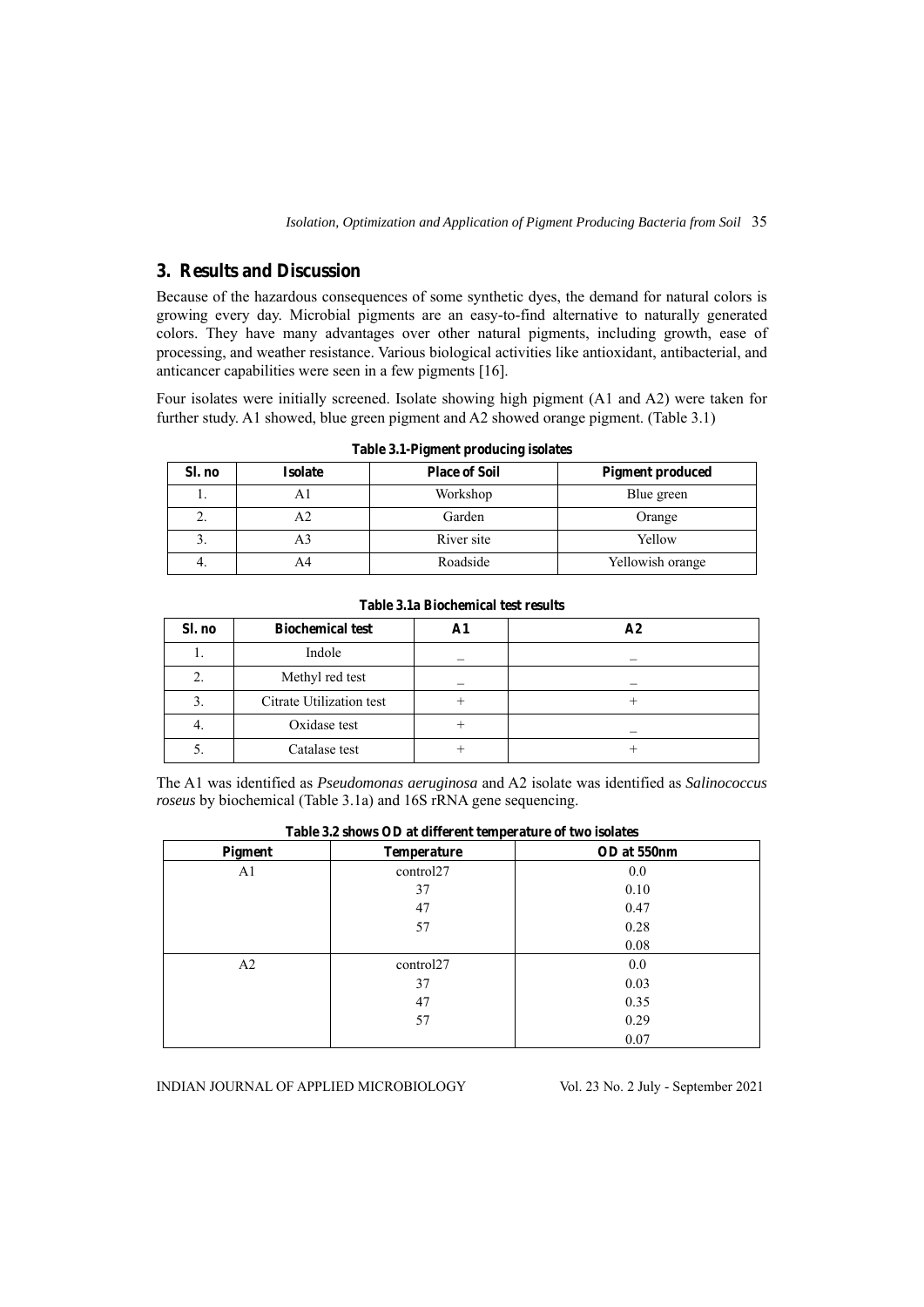## 3. Results and Discussion

Because of the hazardous consequences of some synthetic dyes, the demand for natural colors is growing every day. Microbial pigments are an easy-to-find alternative to naturally generated colors. They have many advantages over other natural pigments, including growth, ease of processing, and weather resistance. Various biological activities like antioxidant, antibacterial, and anticancer capabilities were seen in a few pigments [16].

Four isolates were initially screened. Isolate showing high pigment (A1 and A2) were taken for further study. A1 showed, blue green pigment and A2 showed orange pigment. (Table 3.1)

**Table 3.1-Pigment producing isolates**

| Sl. no | Isolate | Place of Soil | Pigment produced |
|---|---|---|---|
| 1. | A1 | Workshop | Blue green |
| 2. | A2 | Garden | Orange |
| 3. | A3 | River site | Yellow |
| 4. | A4 | Roadside | Yellowish orange |

**Table 3.1a Biochemical test results**

| Sl. no | Biochemical test | A1 | A2 |
|---|---|---|---|
| 1. | Indole | _ | _ |
| 2. | Methyl red test | _ | _ |
| 3. | Citrate Utilization test | + | + |
| 4. | Oxidase test | + | _ |
| 5. | Catalase test | + | + |

The A1 was identified as *Pseudomonas aeruginosa* and A2 isolate was identified as *Salinococcus roseus* by biochemical (Table 3.1a) and 16S rRNA gene sequencing.

**Table 3.2 shows OD at different temperature of two isolates**

| Pigment | Temperature | OD at 550nm |
|---|---|---|
| A1 | control27 | 0.0 |
| | 37 | 0.10 |
| | 47 | 0.47 |
| | 57 | 0.28 |
| | | 0.08 |
| A2 | control27 | 0.0 |
| | 37 | 0.03 |
| | 47 | 0.35 |
| | 57 | 0.29 |
| | | 0.07 |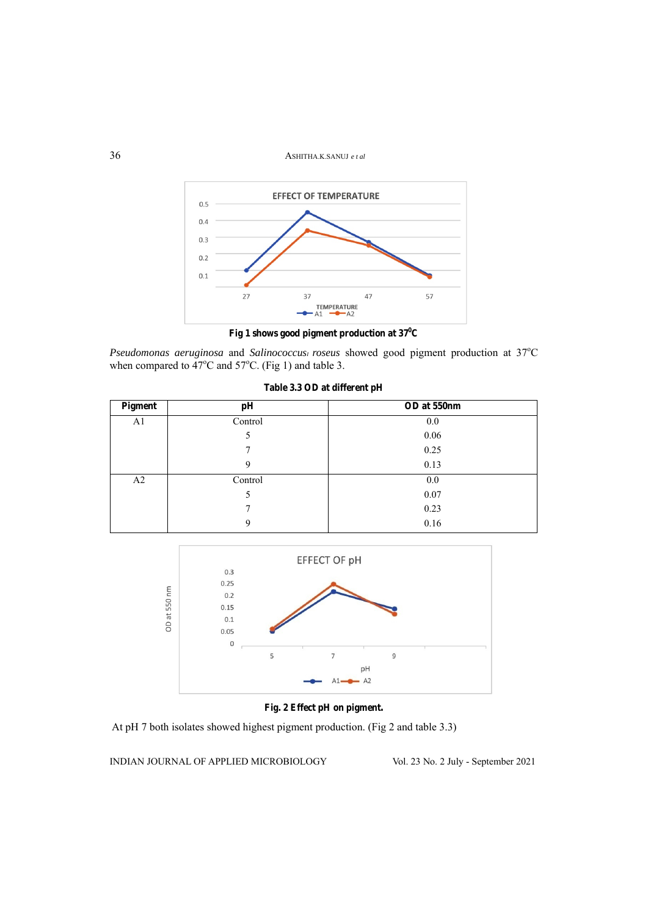Fig 1 shows good pigment production at 37$^{0}$C

*Pseudomonas aeruginosa* and *Salinococcus roseus* showed good pigment production at 37$^{o}$C when compared to 47$^{o}$C and 57$^{o}$C. (Fig 1) and table 3.

**Table 3.3 OD at different pH**

| Pigment | pH | OD at 550nm |
|---|---|---|
| A1 | Control | 0.0 |
| | 5 | 0.06 |
| | 7 | 0.25 |
| | 9 | 0.13 |
| A2 | Control | 0.0 |
| | 5 | 0.07 |
| | 7 | 0.23 |
| | 9 | 0.16 |

**Fig. 2 Effect pH on pigment.**

At pH 7 both isolates showed highest pigment production. (Fig 2 and table 3.3)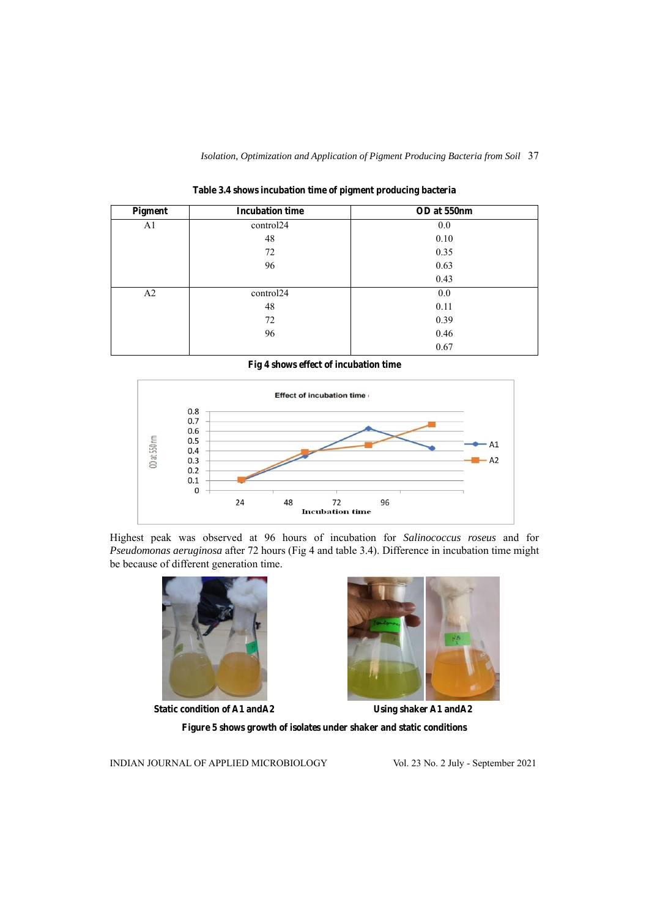**Table 3.4 shows incubation time of pigment producing bacteria**

| Pigment | Incubation time | OD at 550nm |
|---|---|---|
| A1 | control24 | 0.0 |
| | 48 | 0.10 |
| | 72 | 0.35 |
| | 96 | 0.63 |
| | | 0.43 |
| A2 | control24 | 0.0 |
| | 48 | 0.11 |
| | 72 | 0.39 |
| | 96 | 0.46 |
| | | 0.67 |

**Fig 4 shows effect of incubation time**

Highest peak was observed at 96 hours of incubation for *Salinococcus roseus* and for *Pseudomonas aeruginosa* after 72 hours (Fig 4 and table 3.4). Difference in incubation time might be because of different generation time.

**Static condition of A1 andA2** **Using shaker A1 andA2**

**Figure 5 shows growth of isolates under shaker and static conditions**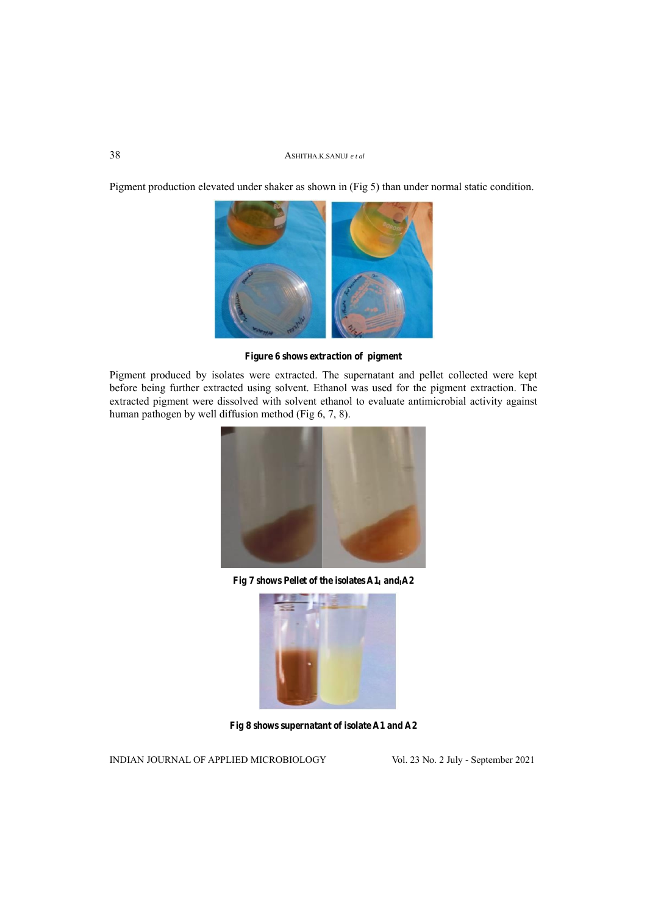Pigment production elevated under shaker as shown in (Fig 5) than under normal static condition.

**Figure 6 shows extraction of pigment**

Pigment produced by isolates were extracted. The supernatant and pellet collected were kept before being further extracted using solvent. Ethanol was used for the pigment extraction. The extracted pigment were dissolved with solvent ethanol to evaluate antimicrobial activity against human pathogen by well diffusion method (Fig 6, 7, 8).

**Fig 7 shows Pellet of the isolates A1, and A2**

**Fig 8 shows supernatant of isolate A1 and A2**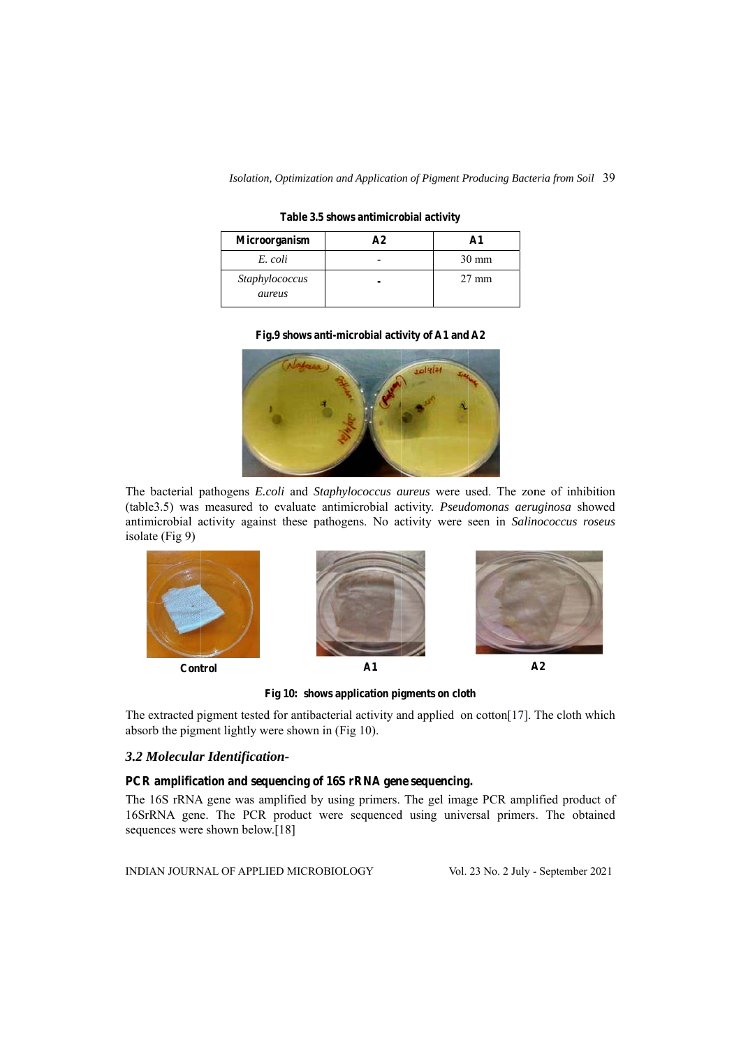**Table 3.5 shows antimicrobial activity**

| Microorganism | A2 | A1 |
|---|---|---|
| *E. coli* | - | 30 mm |
| *Staphylococcus aureus* | - | 27 mm |

**Fig.9 shows anti-microbial activity of A1 and A2**

The bacterial pathogens *E.coli* and *Staphylococcus aureus* were used. The zone of inhibition (table3.5) was measured to evaluate antimicrobial activity. *Pseudomonas aeruginosa* showed antimicrobial activity against these pathogens. No activity were seen in *Salinococcus roseus* isolate (Fig 9)

**Control** **A1** **A2**

**Fig 10: shows application pigments on cloth**

The extracted pigment tested for antibacterial activity and applied on cotton[17]. The cloth which absorb the pigment lightly were shown in (Fig 10).

### *3.2 Molecular Identification-*

**PCR amplification and sequencing of 16S rRNA gene sequencing.**

The 16S rRNA gene was amplified by using primers. The gel image PCR amplified product of 16SrRNA gene. The PCR product were sequenced using universal primers. The obtained sequences were shown below.[18]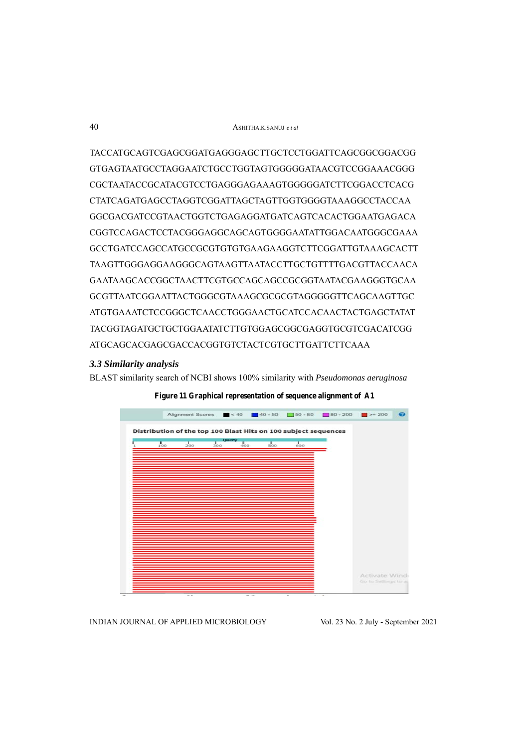TACCATGCAGTCGAGCGGATGAGGGAGCTTGCTCCTGGATTCAGCGGCGGACGG
GTGAGTAATGCCTAGGAATCTGCCTGGTAGTGGGGGATAACGTCCGGAAACGGG
CGCTAATACCGCATACGTCCTGAGGGAGAAAGTGGGGGATCTTCGGACCTCACG
CTATCAGATGAGCCTAGGTCGGATTAGCTAGTTGGTGGGGTAAAGGCCTACCAA
GGCGACGATCCGTAACTGGTCTGAGAGGATGATCAGTCACACTGGAATGAGACA
CGGTCCAGACTCCTACGGGAGGCAGCAGTGGGGAATATTGGACAATGGGCGAAA
GCCTGATCCAGCCATGCCGCGTGTGTGAAGAAGGTCTTCGGATTGTAAAGCACTT
TAAGTTGGGAGGAAGGGCAGTAAGTTAATACCTTGCTGTTTTGACGTTACCAACA
GAATAAGCACCGGCTAACTTCGTGCCAGCAGCCGCGGTAATACGAAGGGTGCAA
GCGTTAATCGGAATTACTGGGCGTAAAGCGCGCGTAGGGGGTTCAGCAAGTTGC
ATGTGAAATCTCCGGGCTCAACCTGGGAACTGCATCCACAACTACTGAGCTATAT
TACGGTAGATGCTGCTGGAATATCTTGTGGAGCGGCGAGGTGCGTCGACATCGG
ATGCAGCACGAGCGACCACGGTGTCTACTCGTGCTTGATTCTTCAAA

### *3.3 Similarity analysis*

BLAST similarity search of NCBI shows 100% similarity with *Pseudomonas aeruginosa*

**Figure 11 Graphical representation of sequence alignment of A1**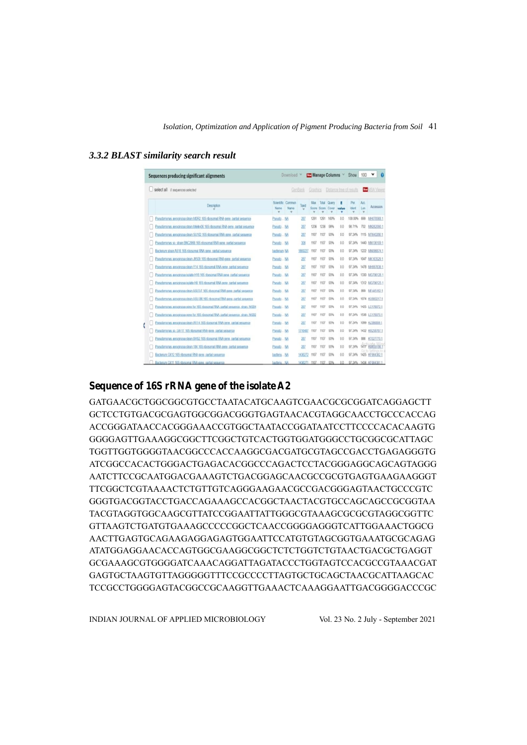### 3.3.2 BLAST similarity search result

**Sequences producing significant alignments**

| Description | Scientific Name | Common Name | Taxid | Max Score | Total Score | Query Cover | E value | Per. Ident | Acc. Len | Accession |
|---|---|---|---|---|---|---|---|---|---|---|
| Pseudomonas aeruginosa strain MDF2 16S ribosomal RNA gene, partial sequence | Pseudo... | NA | 287 | 1291 | 1291 | 100% | 0.0 | 100.00% | 699 | MH078568.1 |
| Pseudomonas aeruginosa strain Mekko06 16S ribosomal RNA gene, partial sequence | Pseudo... | NA | 287 | 1236 | 1236 | 96% | 0.0 | 98.71% | 702 | MN262090.1 |
| Pseudomonas aeruginosa strain SU162 16S ribosomal RNA gene, partial sequence | Pseudo... | NA | 287 | 1107 | 1107 | 93% | 0.0 | 97.24% | 1115 | MT640266.1 |
| Pseudomonas sp. strain BNC2X06 16S ribosomal RNA gene, partial sequence | Pseudo... | NA | 306 | 1107 | 1107 | 93% | 0.0 | 97.24% | 1440 | MN136109.1 |
| Bacterium strain A516 16S ribosomal RNA gene, partial sequence | bacterium | NA | 1869227 | 1107 | 1107 | 93% | 0.0 | 97.24% | 1222 | MN096674.1 |
| Pseudomonas aeruginosa strain JR500 16S ribosomal RNA gene, partial sequence | Pseudo... | NA | 287 | 1107 | 1107 | 93% | 0.0 | 97.24% | 1047 | MK163529.1 |
| Pseudomonas aeruginosa strain Y14 16S ribosomal RNA gene, partial sequence | Pseudo... | NA | 287 | 1107 | 1107 | 93% | 0.0 | 97.24% | 1478 | MH997638.1 |
| Pseudomonas aeruginosa isolate H16 16S ribosomal RNA gene, partial sequence | Pseudo... | NA | 287 | 1107 | 1107 | 93% | 0.0 | 97.24% | 1330 | MK706128.1 |
| Pseudomonas aeruginosa isolate H8 16S ribosomal RNA gene, partial sequence | Pseudo... | NA | 287 | 1107 | 1107 | 93% | 0.0 | 97.24% | 1312 | MK706125.1 |
| Pseudomonas aeruginosa strain ASU-F 16S ribosomal RNA gene, partial sequence | Pseudo... | NA | 287 | 1107 | 1107 | 93% | 0.0 | 97.24% | 899 | MF445182.1 |
| Pseudomonas aeruginosa strain ASU-B6 16S ribosomal RNA gene, partial sequence | Pseudo... | NA | 287 | 1107 | 1107 | 93% | 0.0 | 97.24% | 1074 | KU900217.1 |
| Pseudomonas aeruginosa gene for 16S ribosomal RNA, partial sequence, strain: NG04 | Pseudo... | NA | 287 | 1107 | 1107 | 93% | 0.0 | 97.24% | 1425 | LC176072.1 |
| Pseudomonas aeruginosa gene for 16S ribosomal RNA, partial sequence, strain: NG02 | Pseudo... | NA | 287 | 1107 | 1107 | 93% | 0.0 | 97.24% | 1536 | LC176070.1 |
| Pseudomonas aeruginosa strain IR114 16S ribosomal RNA gene, partial sequence | Pseudo... | NA | 287 | 1107 | 1107 | 93% | 0.0 | 97.24% | 1099 | KJ396009.1 |
| Pseudomonas sp. LW 17 16S ribosomal RNA gene, partial sequence | Pseudo... | NA | 1716467 | 1107 | 1107 | 93% | 0.0 | 97.24% | 1432 | KX258707.1 |
| Pseudomonas aeruginosa strain BHS2 16S ribosomal RNA gene, partial sequence | Pseudo... | NA | 287 | 1107 | 1107 | 93% | 0.0 | 97.24% | 886 | KT027770.1 |
| Pseudomonas aeruginosa strain 184 16S ribosomal RNA gene, partial sequence | Pseudo... | NA | 287 | 1107 | 1107 | 93% | 0.0 | 97.24% | 1417 | KM659106.1 |
| Bacterium GX12 16S ribosomal RNA gene, partial sequence | bacteriu... | NA | 1430272 | 1107 | 1107 | 93% | 0.0 | 97.24% | 1425 | KF964382.1 |
| Bacterium GX11 16S ribosomal RNA gene, partial sequence | bacteriu... | NA | 1430271 | 1107 | 1107 | 93% | 0.0 | 97.24% | 1434 | KF964381.1 |

## Sequence of 16S rRNA gene of the isolate A2

GATGAACGCTGGCGGCGTGCCTAATACATGCAAGTCGAACGCGCGGATCAGGAGCTT
GCTCCTGTGACGCGAGTGGCGGACGGGTGAGTAACACGTAGGCAACCTGCCCACCAG
ACCGGGATAACCACGGGAAACCGTGGCTAATACCGGATAATCCTTCCCCACACAAGTG
GGGGAGTTGAAAGGCGGCTTCGGCTGTCACTGGTGGATGGGCCTGCGGCGCATTAGC
TGGTTGGTGGGGTAACGGCCCACCAAGGCGACGATGCGTAGCCGACCTGAGAGGGTG
ATCGGCCACACTGGGACTGAGACACGGCCCAGACTCCTACGGGAGGCAGCAGTAGGG
AATCTTCCGCAATGGACGAAAGTCTGACGGAGCAACGCCGCGTGAGTGAAGAAGGGT
TTCGGCTCGTAAAACTCTGTTGTCAGGGAAGAACGCCGACGGGAGTAACTGCCCGTC
GGGTGACGGTACCTGACCAGAAAGCCACGGCTAACTACGTGCCAGCAGCCGCGGTAA
TACGTAGGTGGCAAGCGTTATCCGGAATTATTGGGCGTAAAGCGCGCGTAGGCGGTTC
GTTAAGTCTGATGTGAAAGCCCCCGGCTCAACCGGGGAGGGTCATTGGAAACTGGCG
AACTTGAGTGCAGAAGAGGAGAGTGGAATTCCATGTGTAGCGGTGAAATGCGCAGAG
ATATGGAGGAACACCAGTGGCGAAGGCGGCTCTCTGGTCTGTAACTGACGCTGAGGT
GCGAAAGCGTGGGGATCAAACAGGATTAGATACCCTGGTAGTCCACGCCGTAAACGAT
GAGTGCTAAGTGTTAGGGGGTTTCCGCCCCTTAGTGCTGCAGCTAACGCATTAAGCAC
TCCGCCTGGGGAGTACGGCCGCAAGGTTGAAACTCAAAGGAATTGACGGGGACCCGC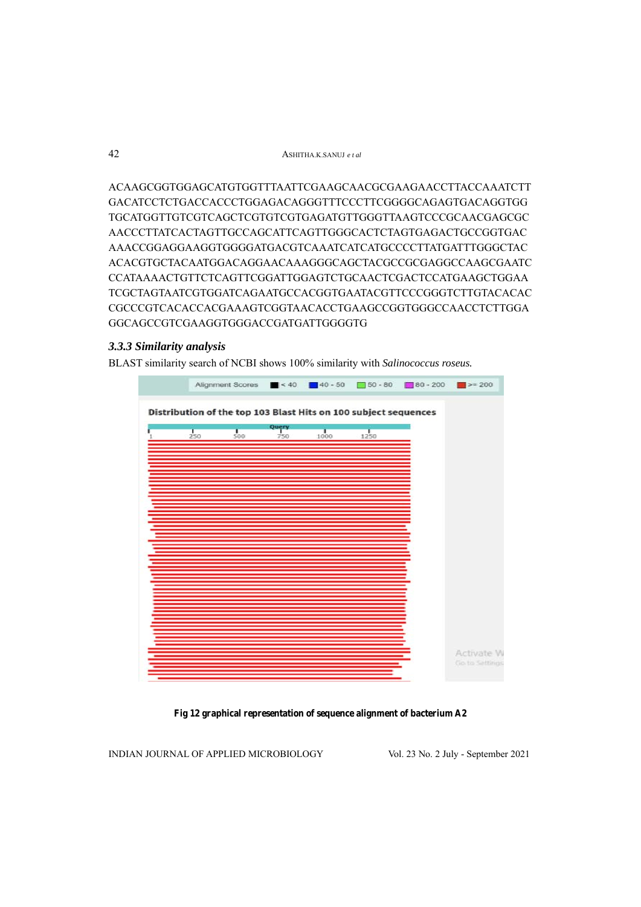ACAAGCGGTGGAGCATGTGGTTTAATTCGAAGCAACGCGAAGAACCTTACCAAATCTT
GACATCCTCTGACCACCCTGGAGACAGGGTTTCCCTTCGGGGCAGAGTGACAGGTGG
TGCATGGTTGTCGTCAGCTCGTGTCGTGAGATGTTGGGTTAAGTCCCGCAACGAGCGC
AACCCTTATCACTAGTTGCCAGCATTCAGTTGGGCACTCTAGTGAGACTGCCGGTGAC
AAACCGGAGGAAGGTGGGGATGACGTCAAATCATCATGCCCCTTATGATTTGGGCTAC
ACACGTGCTACAATGGACAGGAACAAAGGGCAGCTACGCCGCGAGGCCAAGCGAATC
CCATAAAACTGTTCTCAGTTCGGATTGGAGTCTGCAACTCGACTCCATGAAGCTGGAA
TCGCTAGTAATCGTGGATCAGAATGCCACGGTGAATACGTTCCCGGGTCTTGTACACAC
CGCCCGTCACACCACGAAAGTCGGTAACACCTGAAGCCGGTGGGCCAACCTCTTGGA
GGCAGCCGTCGAAGGTGGGACCGATGATTGGGGTG

### *3.3.3 Similarity analysis*

BLAST similarity search of NCBI shows 100% similarity with *Salinococcus roseus.*

**Fig 12 graphical representation of sequence alignment of bacterium A2**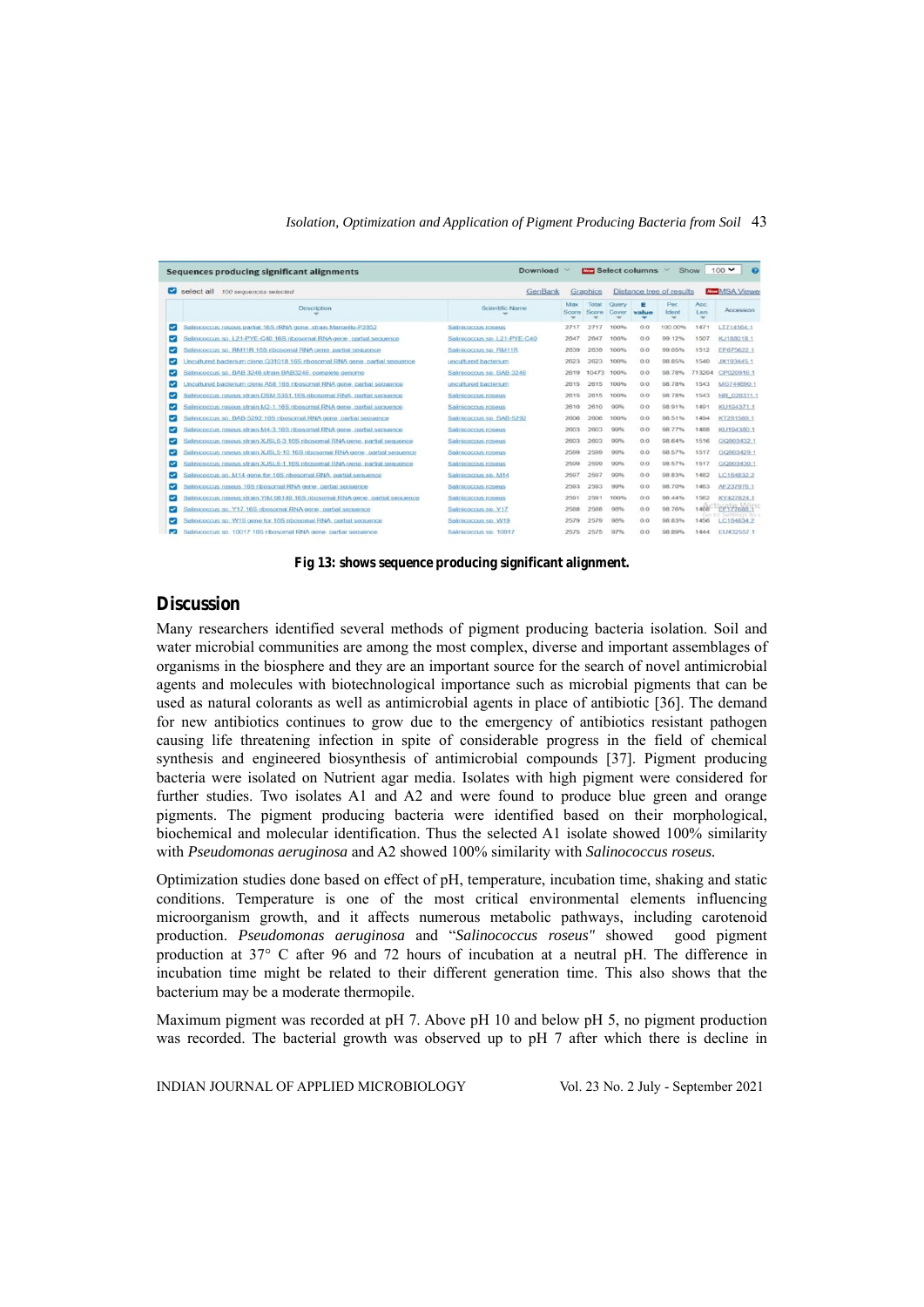| Description | Scientific Name | Max Score | Total Score | Query Cover | E value | Per. Ident | Acc. Len | Accession |
|---|---|---|---|---|---|---|---|---|
| Salinicoccus roseus partial 16S rRNA gene, strain Marseille-P2852 | Salinicoccus roseus | 2717 | 2717 | 100% | 0.0 | 100.00% | 1471 | LT714164.1 |
| Salinicoccus sp. L21-PYE-C40 16S ribosomal RNA gene, partial sequence | Salinicoccus sp. L21-PYE-C40 | 2647 | 2647 | 100% | 0.0 | 99.12% | 1507 | KJ188018.1 |
| Salinicoccus sp. RM11R 16S ribosomal RNA gene, partial sequence | Salinicoccus sp. RM11R | 2639 | 2639 | 100% | 0.0 | 99.05% | 1512 | EF675622.1 |
| Uncultured bacterium clone Q31018 16S ribosomal RNA gene, partial sequence | uncultured bacterium | 2623 | 2623 | 100% | 0.0 | 98.85% | 1546 | JX193445.1 |
| Salinicoccus sp. BAB 3246 strain BAB3246 complete genome | Salinicoccus sp. BAB 3246 | 2619 | 10473 | 100% | 0.0 | 98.78% | 713204 | CP020916.1 |
| Uncultured bacterium clone A58 16S ribosomal RNA gene, partial sequence | uncultured bacterium | 2615 | 2615 | 100% | 0.0 | 98.78% | 1543 | MG744690.1 |
| Salinicoccus roseus strain DSM 5351 16S ribosomal RNA, partial sequence | Salinicoccus roseus | 2615 | 2615 | 100% | 0.0 | 98.78% | 1543 | NR_026311.1 |
| Salinicoccus roseus strain M2-1 16S ribosomal RNA gene, partial sequence | Salinicoccus roseus | 2610 | 2610 | 99% | 0.0 | 98.91% | 1491 | KU104371.1 |
| Salinicoccus sp. BAB-5292 16S ribosomal RNA gene, partial sequence | Salinicoccus sp. BAB-5292 | 2606 | 2606 | 100% | 0.0 | 98.51% | 1494 | KT261589.1 |
| Salinicoccus roseus strain M4-3 16S ribosomal RNA gene, partial sequence | Salinicoccus roseus | 2603 | 2603 | 99% | 0.0 | 98.77% | 1488 | KU104380.1 |
| Salinicoccus roseus strain XJSL0-3 16S ribosomal RNA gene, partial sequence | Salinicoccus roseus | 2603 | 2603 | 99% | 0.0 | 98.84% | 1516 | GQ903432.1 |
| Salinicoccus roseus strain XJSL5-10 16S ribosomal RNA gene, partial sequence | Salinicoccus roseus | 2599 | 2599 | 99% | 0.0 | 98.57% | 1517 | GQ903429.1 |
| Salinicoccus roseus strain XJSL6-1 16S ribosomal RNA gene, partial sequence | Salinicoccus roseus | 2599 | 2599 | 99% | 0.0 | 98.57% | 1517 | GQ903430.1 |
| Salinicoccus sp. M14 gene for 16S ribosomal RNA, partial sequence | Salinicoccus sp. M14 | 2597 | 2597 | 99% | 0.0 | 98.83% | 1482 | LC184832.2 |
| Salinicoccus roseus 16S ribosomal RNA gene, partial sequence | Salinicoccus roseus | 2593 | 2593 | 99% | 0.0 | 98.70% | 1463 | AF237976.1 |
| Salinicoccus roseus strain YIM 98149 16S ribosomal RNA gene, partial sequence | Salinicoccus roseus | 2591 | 2591 | 100% | 0.0 | 98.44% | 1562 | KY427824.1 |
| Salinicoccus sp. Y17 16S ribosomal RNA gene, partial sequence | Salinicoccus sp. Y17 | 2588 | 2588 | 98% | 0.0 | 98.76% | 1456 | EF177688.1 |
| Salinicoccus sp. W19 gene for 16S ribosomal RNA, partial sequence | Salinicoccus sp. W19 | 2579 | 2579 | 98% | 0.0 | 98.83% | 1456 | LC104834.2 |
| Salinicoccus sp. 10017 16S ribosomal RNA gene, partial sequence | Salinicoccus sp. 10017 | 2575 | 2575 | 97% | 0.0 | 98.89% | 1444 | EU432557.1 |

**Fig 13: shows sequence producing significant alignment.**

## Discussion

Many researchers identified several methods of pigment producing bacteria isolation. Soil and water microbial communities are among the most complex, diverse and important assemblages of organisms in the biosphere and they are an important source for the search of novel antimicrobial agents and molecules with biotechnological importance such as microbial pigments that can be used as natural colorants as well as antimicrobial agents in place of antibiotic [36]. The demand for new antibiotics continues to grow due to the emergency of antibiotics resistant pathogen causing life threatening infection in spite of considerable progress in the field of chemical synthesis and engineered biosynthesis of antimicrobial compounds [37]. Pigment producing bacteria were isolated on Nutrient agar media. Isolates with high pigment were considered for further studies. Two isolates A1 and A2 and were found to produce blue green and orange pigments. The pigment producing bacteria were identified based on their morphological, biochemical and molecular identification. Thus the selected A1 isolate showed 100% similarity with *Pseudomonas aeruginosa* and A2 showed 100% similarity with *Salinococcus roseus.*

Optimization studies done based on effect of pH, temperature, incubation time, shaking and static conditions. Temperature is one of the most critical environmental elements influencing microorganism growth, and it affects numerous metabolic pathways, including carotenoid production. *Pseudomonas aeruginosa* and "*Salinococcus roseus"* showed good pigment production at 37° C after 96 and 72 hours of incubation at a neutral pH. The difference in incubation time might be related to their different generation time. This also shows that the bacterium may be a moderate thermopile.

Maximum pigment was recorded at pH 7. Above pH 10 and below pH 5, no pigment production was recorded. The bacterial growth was observed up to pH 7 after which there is decline in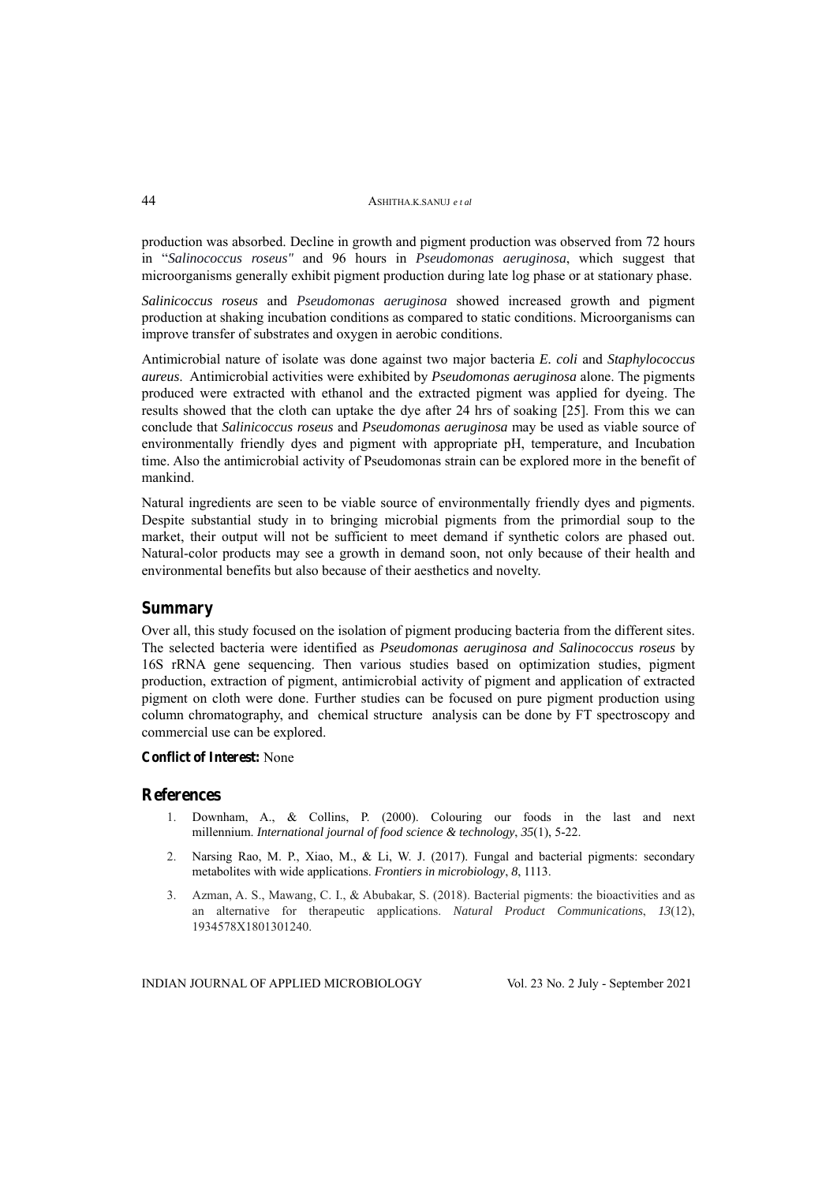production was absorbed. Decline in growth and pigment production was observed from 72 hours in "*Salinococcus roseus"* and 96 hours in *Pseudomonas aeruginosa*, which suggest that microorganisms generally exhibit pigment production during late log phase or at stationary phase.

*Salinicoccus roseus* and *Pseudomonas aeruginosa* showed increased growth and pigment production at shaking incubation conditions as compared to static conditions. Microorganisms can improve transfer of substrates and oxygen in aerobic conditions.

Antimicrobial nature of isolate was done against two major bacteria *E. coli* and *Staphylococcus aureus*. Antimicrobial activities were exhibited by *Pseudomonas aeruginosa* alone. The pigments produced were extracted with ethanol and the extracted pigment was applied for dyeing. The results showed that the cloth can uptake the dye after 24 hrs of soaking [25]. From this we can conclude that *Salinicoccus roseus* and *Pseudomonas aeruginosa* may be used as viable source of environmentally friendly dyes and pigment with appropriate pH, temperature, and Incubation time. Also the antimicrobial activity of Pseudomonas strain can be explored more in the benefit of mankind.

Natural ingredients are seen to be viable source of environmentally friendly dyes and pigments. Despite substantial study in to bringing microbial pigments from the primordial soup to the market, their output will not be sufficient to meet demand if synthetic colors are phased out. Natural-color products may see a growth in demand soon, not only because of their health and environmental benefits but also because of their aesthetics and novelty.

## Summary

Over all, this study focused on the isolation of pigment producing bacteria from the different sites. The selected bacteria were identified as *Pseudomonas aeruginosa and Salinococcus roseus* by 16S rRNA gene sequencing. Then various studies based on optimization studies, pigment production, extraction of pigment, antimicrobial activity of pigment and application of extracted pigment on cloth were done. Further studies can be focused on pure pigment production using column chromatography, and chemical structure analysis can be done by FT spectroscopy and commercial use can be explored.

**Conflict of Interest:** None

## References

1. Downham, A., & Collins, P. (2000). Colouring our foods in the last and next millennium. *International journal of food science & technology*, *35*(1), 5-22.
2. Narsing Rao, M. P., Xiao, M., & Li, W. J. (2017). Fungal and bacterial pigments: secondary metabolites with wide applications. *Frontiers in microbiology*, *8*, 1113.
3. Azman, A. S., Mawang, C. I., & Abubakar, S. (2018). Bacterial pigments: the bioactivities and as an alternative for therapeutic applications. *Natural Product Communications*, *13*(12), 1934578X1801301240.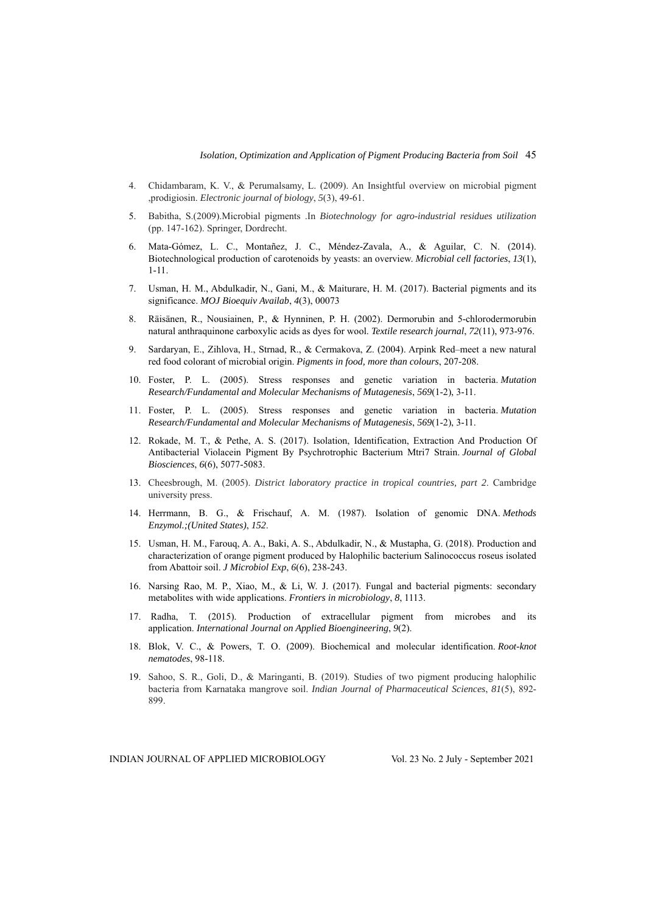4. Chidambaram, K. V., & Perumalsamy, L. (2009). An Insightful overview on microbial pigment ,prodigiosin. *Electronic journal of biology*, *5*(3), 49-61.

5. Babitha, S.(2009).Microbial pigments .In *Biotechnology for agro-industrial residues utilization* (pp. 147-162). Springer, Dordrecht.

6. Mata-Gómez, L. C., Montañez, J. C., Méndez-Zavala, A., & Aguilar, C. N. (2014). Biotechnological production of carotenoids by yeasts: an overview. *Microbial cell factories*, *13*(1), 1-11.

7. Usman, H. M., Abdulkadir, N., Gani, M., & Maiturare, H. M. (2017). Bacterial pigments and its significance. *MOJ Bioequiv Availab*, *4*(3), 00073

8. Räisänen, R., Nousiainen, P., & Hynninen, P. H. (2002). Dermorubin and 5-chlorodermorubin natural anthraquinone carboxylic acids as dyes for wool. *Textile research journal*, *72*(11), 973-976.

9. Sardaryan, E., Zihlova, H., Strnad, R., & Cermakova, Z. (2004). Arpink Red–meet a new natural red food colorant of microbial origin. *Pigments in food, more than colours*, 207-208.

10. Foster, P. L. (2005). Stress responses and genetic variation in bacteria. *Mutation Research/Fundamental and Molecular Mechanisms of Mutagenesis*, *569*(1-2), 3-11.

11. Foster, P. L. (2005). Stress responses and genetic variation in bacteria. *Mutation Research/Fundamental and Molecular Mechanisms of Mutagenesis*, *569*(1-2), 3-11.

12. Rokade, M. T., & Pethe, A. S. (2017). Isolation, Identification, Extraction And Production Of Antibacterial Violacein Pigment By Psychrotrophic Bacterium Mtri7 Strain. *Journal of Global Biosciences*, *6*(6), 5077-5083.

13. Cheesbrough, M. (2005). *District laboratory practice in tropical countries, part 2*. Cambridge university press.

14. Herrmann, B. G., & Frischauf, A. M. (1987). Isolation of genomic DNA. *Methods Enzymol.;(United States)*, *152*.

15. Usman, H. M., Farouq, A. A., Baki, A. S., Abdulkadir, N., & Mustapha, G. (2018). Production and characterization of orange pigment produced by Halophilic bacterium Salinococcus roseus isolated from Abattoir soil. *J Microbiol Exp*, *6*(6), 238-243.

16. Narsing Rao, M. P., Xiao, M., & Li, W. J. (2017). Fungal and bacterial pigments: secondary metabolites with wide applications. *Frontiers in microbiology*, *8*, 1113.

17. Radha, T. (2015). Production of extracellular pigment from microbes and its application. *International Journal on Applied Bioengineering*, *9*(2).

18. Blok, V. C., & Powers, T. O. (2009). Biochemical and molecular identification. *Root-knot nematodes*, 98-118.

19. Sahoo, S. R., Goli, D., & Maringanti, B. (2019). Studies of two pigment producing halophilic bacteria from Karnataka mangrove soil. *Indian Journal of Pharmaceutical Sciences*, *81*(5), 892-899.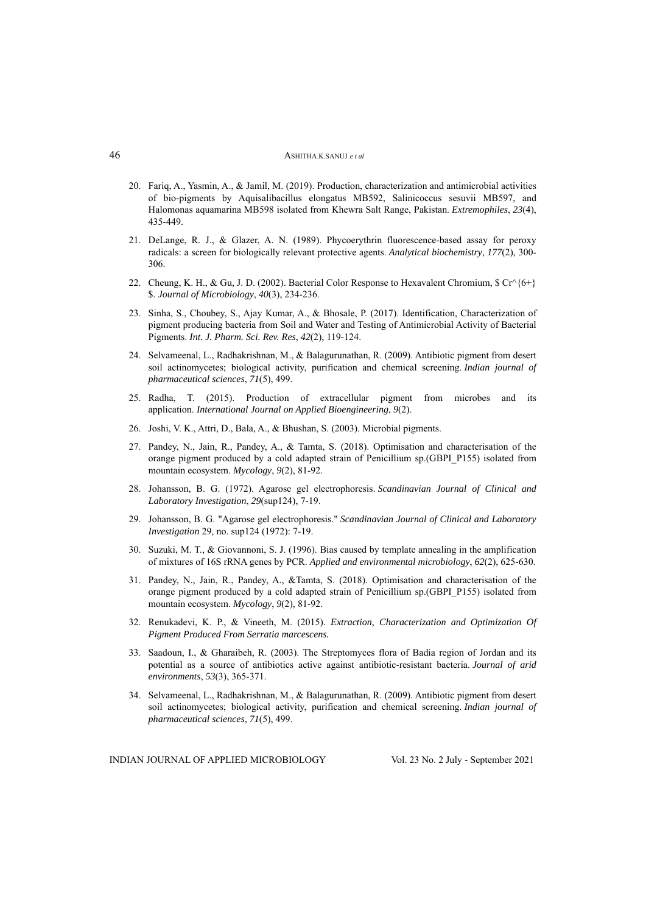20. Fariq, A., Yasmin, A., & Jamil, M. (2019). Production, characterization and antimicrobial activities of bio-pigments by Aquisalibacillus elongatus MB592, Salinicoccus sesuvii MB597, and Halomonas aquamarina MB598 isolated from Khewra Salt Range, Pakistan. *Extremophiles*, *23*(4), 435-449.

21. DeLange, R. J., & Glazer, A. N. (1989). Phycoerythrin fluorescence-based assay for peroxy radicals: a screen for biologically relevant protective agents. *Analytical biochemistry*, *177*(2), 300-306.

22. Cheung, K. H., & Gu, J. D. (2002). Bacterial Color Response to Hexavalent Chromium, $ Cr^{6+} $. *Journal of Microbiology*, *40*(3), 234-236.

23. Sinha, S., Choubey, S., Ajay Kumar, A., & Bhosale, P. (2017). Identification, Characterization of pigment producing bacteria from Soil and Water and Testing of Antimicrobial Activity of Bacterial Pigments. *Int. J. Pharm. Sci. Rev. Res*, *42*(2), 119-124.

24. Selvameenal, L., Radhakrishnan, M., & Balagurunathan, R. (2009). Antibiotic pigment from desert soil actinomycetes; biological activity, purification and chemical screening. *Indian journal of pharmaceutical sciences*, *71*(5), 499.

25. Radha, T. (2015). Production of extracellular pigment from microbes and its application. *International Journal on Applied Bioengineering*, *9*(2).

26. Joshi, V. K., Attri, D., Bala, A., & Bhushan, S. (2003). Microbial pigments.

27. Pandey, N., Jain, R., Pandey, A., & Tamta, S. (2018). Optimisation and characterisation of the orange pigment produced by a cold adapted strain of Penicillium sp.(GBPI_P155) isolated from mountain ecosystem. *Mycology*, *9*(2), 81-92.

28. Johansson, B. G. (1972). Agarose gel electrophoresis. *Scandinavian Journal of Clinical and Laboratory Investigation*, *29*(sup124), 7-19.

29. Johansson, B. G. "Agarose gel electrophoresis." *Scandinavian Journal of Clinical and Laboratory Investigation* 29, no. sup124 (1972): 7-19.

30. Suzuki, M. T., & Giovannoni, S. J. (1996). Bias caused by template annealing in the amplification of mixtures of 16S rRNA genes by PCR. *Applied and environmental microbiology*, *62*(2), 625-630.

31. Pandey, N., Jain, R., Pandey, A., &Tamta, S. (2018). Optimisation and characterisation of the orange pigment produced by a cold adapted strain of Penicillium sp.(GBPI_P155) isolated from mountain ecosystem. *Mycology*, *9*(2), 81-92.

32. Renukadevi, K. P., & Vineeth, M. (2015). *Extraction, Characterization and Optimization Of Pigment Produced From Serratia marcescens.*

33. Saadoun, I., & Gharaibeh, R. (2003). The Streptomyces flora of Badia region of Jordan and its potential as a source of antibiotics active against antibiotic-resistant bacteria. *Journal of arid environments*, *53*(3), 365-371.

34. Selvameenal, L., Radhakrishnan, M., & Balagurunathan, R. (2009). Antibiotic pigment from desert soil actinomycetes; biological activity, purification and chemical screening. *Indian journal of pharmaceutical sciences*, *71*(5), 499.